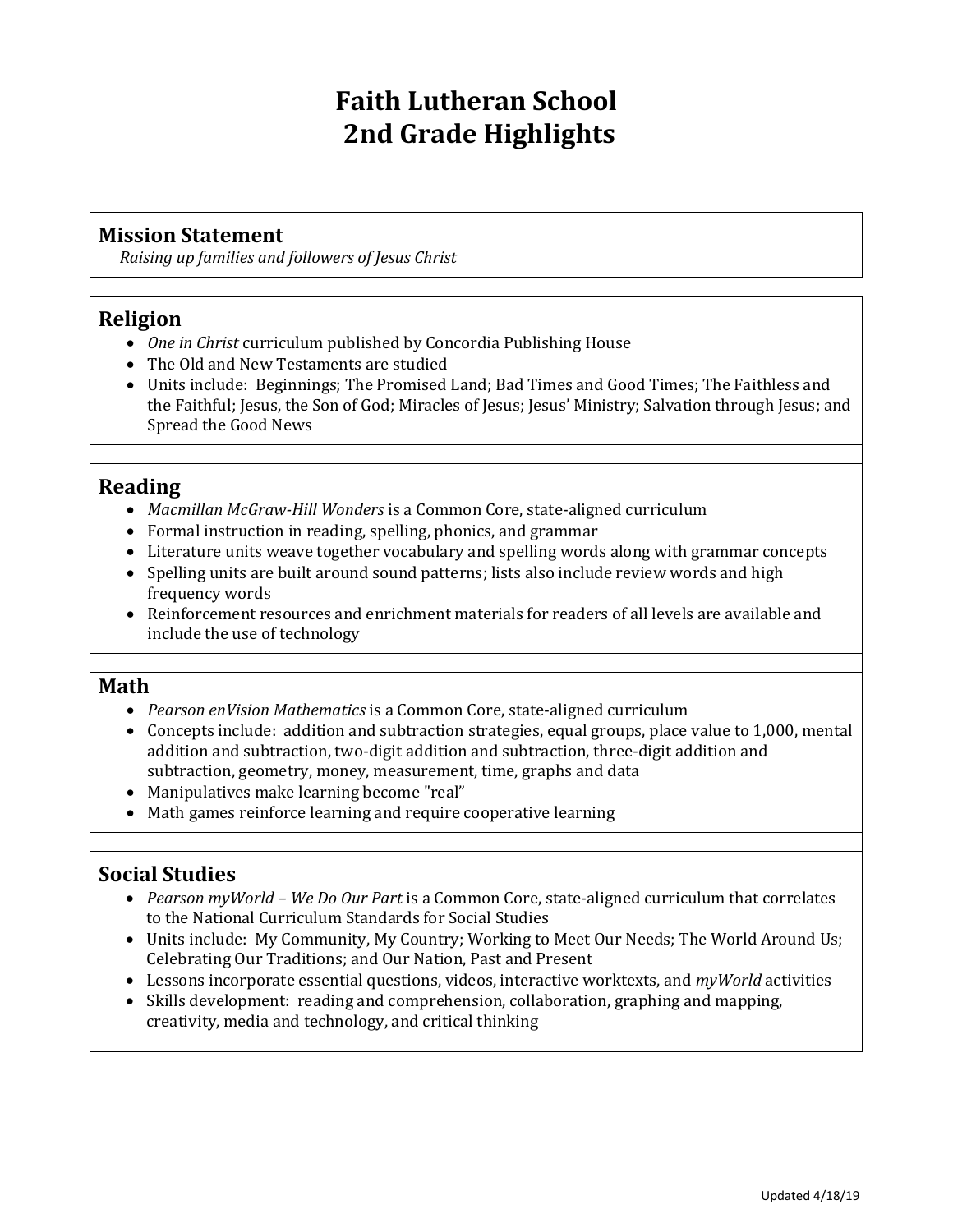# Faith Lutheran School
# 2nd Grade Highlights

## Mission Statement

*Raising up families and followers of Jesus Christ*

## Religion

- *One in Christ* curriculum published by Concordia Publishing House
- The Old and New Testaments are studied
- Units include: Beginnings; The Promised Land; Bad Times and Good Times; The Faithless and the Faithful; Jesus, the Son of God; Miracles of Jesus; Jesus' Ministry; Salvation through Jesus; and Spread the Good News

## Reading

- *Macmillan McGraw-Hill Wonders* is a Common Core, state-aligned curriculum
- Formal instruction in reading, spelling, phonics, and grammar
- Literature units weave together vocabulary and spelling words along with grammar concepts
- Spelling units are built around sound patterns; lists also include review words and high frequency words
- Reinforcement resources and enrichment materials for readers of all levels are available and include the use of technology

## Math

- *Pearson enVision Mathematics* is a Common Core, state-aligned curriculum
- Concepts include: addition and subtraction strategies, equal groups, place value to 1,000, mental addition and subtraction, two-digit addition and subtraction, three-digit addition and subtraction, geometry, money, measurement, time, graphs and data
- Manipulatives make learning become "real"
- Math games reinforce learning and require cooperative learning

## Social Studies

- *Pearson myWorld – We Do Our Part* is a Common Core, state-aligned curriculum that correlates to the National Curriculum Standards for Social Studies
- Units include: My Community, My Country; Working to Meet Our Needs; The World Around Us; Celebrating Our Traditions; and Our Nation, Past and Present
- Lessons incorporate essential questions, videos, interactive worktexts, and *myWorld* activities
- Skills development: reading and comprehension, collaboration, graphing and mapping, creativity, media and technology, and critical thinking

Updated 4/18/19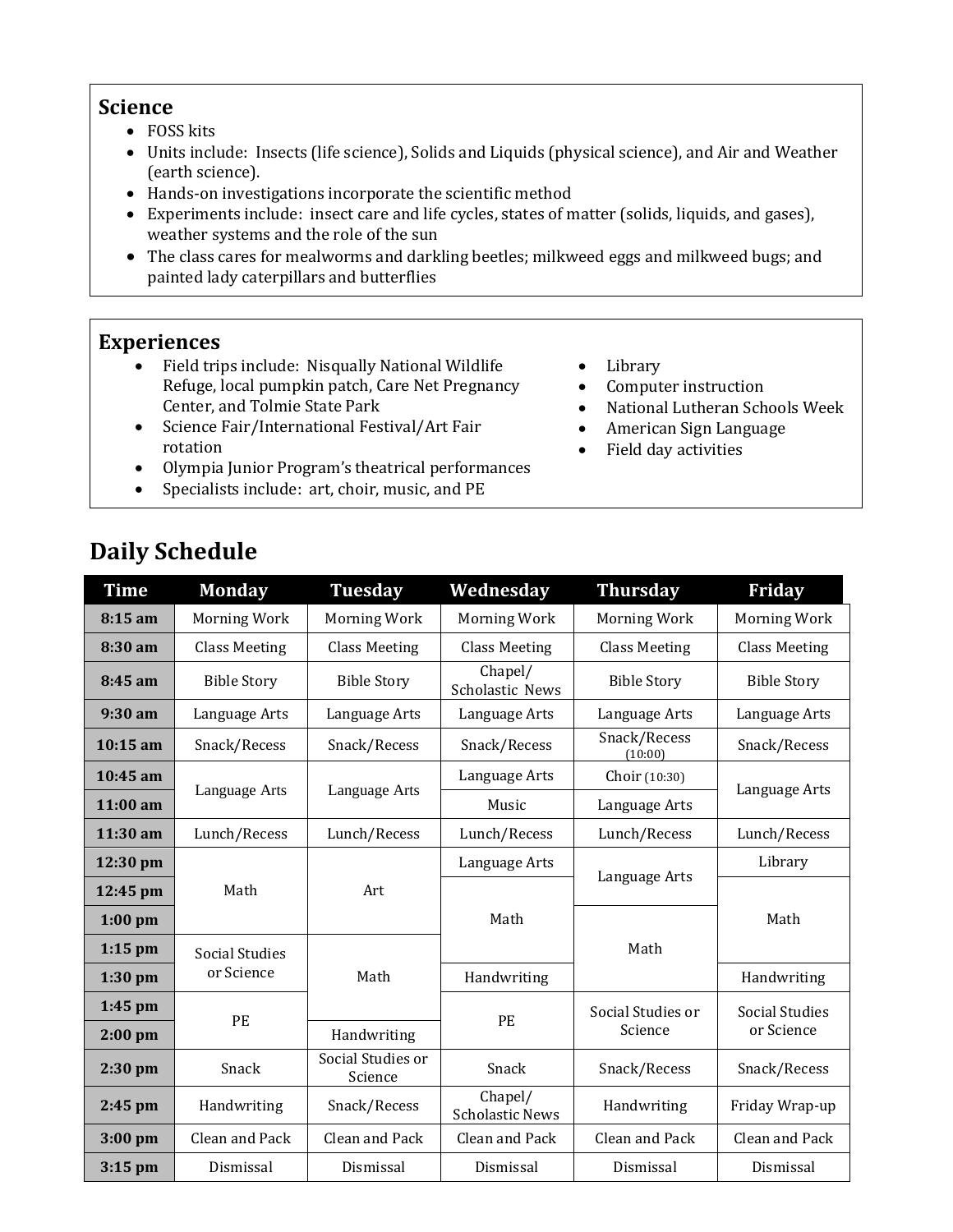## Science

- FOSS kits
- Units include: Insects (life science), Solids and Liquids (physical science), and Air and Weather (earth science).
- Hands-on investigations incorporate the scientific method
- Experiments include: insect care and life cycles, states of matter (solids, liquids, and gases), weather systems and the role of the sun
- The class cares for mealworms and darkling beetles; milkweed eggs and milkweed bugs; and painted lady caterpillars and butterflies

## Experiences

- Field trips include: Nisqually National Wildlife Refuge, local pumpkin patch, Care Net Pregnancy Center, and Tolmie State Park
- Science Fair/International Festival/Art Fair rotation
- Olympia Junior Program's theatrical performances
- Specialists include: art, choir, music, and PE
- Library
- Computer instruction
- National Lutheran Schools Week
- American Sign Language
- Field day activities

## Daily Schedule

| Time | Monday | Tuesday | Wednesday | Thursday | Friday |
|---|---|---|---|---|---|
| 8:15 am | Morning Work | Morning Work | Morning Work | Morning Work | Morning Work |
| 8:30 am | Class Meeting | Class Meeting | Class Meeting | Class Meeting | Class Meeting |
| 8:45 am | Bible Story | Bible Story | Chapel/ Scholastic News | Bible Story | Bible Story |
| 9:30 am | Language Arts | Language Arts | Language Arts | Language Arts | Language Arts |
| 10:15 am | Snack/Recess | Snack/Recess | Snack/Recess | Snack/Recess (10:00) | Snack/Recess |
| 10:45 am | Language Arts | Language Arts | Language Arts | Choir (10:30) | Language Arts |
| 11:00 am | | | Music | Language Arts | |
| 11:30 am | Lunch/Recess | Lunch/Recess | Lunch/Recess | Lunch/Recess | Lunch/Recess |
| 12:30 pm | Math | Art | Language Arts | Language Arts | Library |
| 12:45 pm | | | Math | | Math |
| 1:00 pm | | | | Math | |
| 1:15 pm | Social Studies or Science | Math | | | |
| 1:30 pm | | | Handwriting | | Handwriting |
| 1:45 pm | PE | | PE | Social Studies or Science | Social Studies or Science |
| 2:00 pm | | Handwriting | | | |
| 2:30 pm | Snack | Social Studies or Science | Snack | Snack/Recess | Snack/Recess |
| 2:45 pm | Handwriting | Snack/Recess | Chapel/ Scholastic News | Handwriting | Friday Wrap-up |
| 3:00 pm | Clean and Pack | Clean and Pack | Clean and Pack | Clean and Pack | Clean and Pack |
| 3:15 pm | Dismissal | Dismissal | Dismissal | Dismissal | Dismissal |